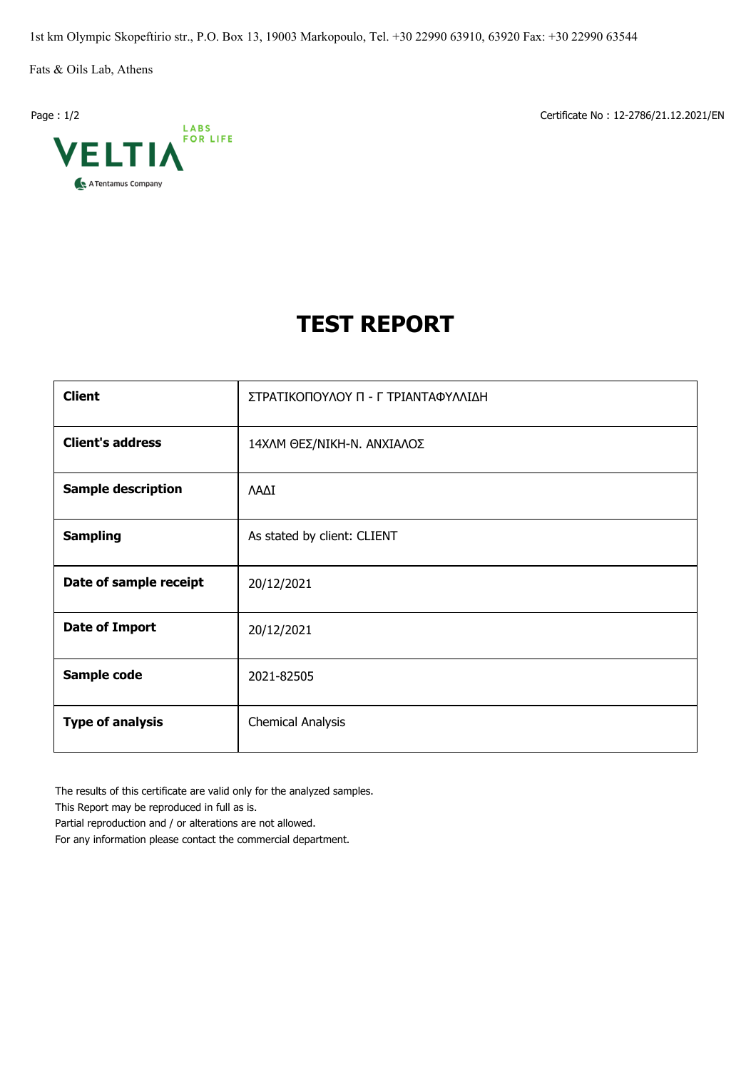1st km Olympic Skopeftirio str., P.O. Box 13, 19003 Markopoulo, Tel. +30 22990 63910, 63920 Fax: +30 22990 63544

Fats & Oils Lab, Athens

Certificate No : 12-2786/21.12.2021/EN

VELTIA LABS FOR LIFE
A Tentamus Company

# TEST REPORT

| **Client** | ΣΤΡΑΤΙΚΟΠΟΥΛΟΥ Π - Γ ΤΡΙΑΝΤΑΦΥΛΛΙΔΗ |
|---|---|
| **Client's address** | 14ΧΛΜ ΘΕΣ/ΝΙΚΗ-Ν. ΑΝΧΙΑΛΟΣ |
| **Sample description** | ΛΑΔΙ |
| **Sampling** | As stated by client: CLIENT |
| **Date of sample receipt** | 20/12/2021 |
| **Date of Import** | 20/12/2021 |
| **Sample code** | 2021-82505 |
| **Type of analysis** | Chemical Analysis |

The results of this certificate are valid only for the analyzed samples.
This Report may be reproduced in full as is.
Partial reproduction and / or alterations are not allowed.
For any information please contact the commercial department.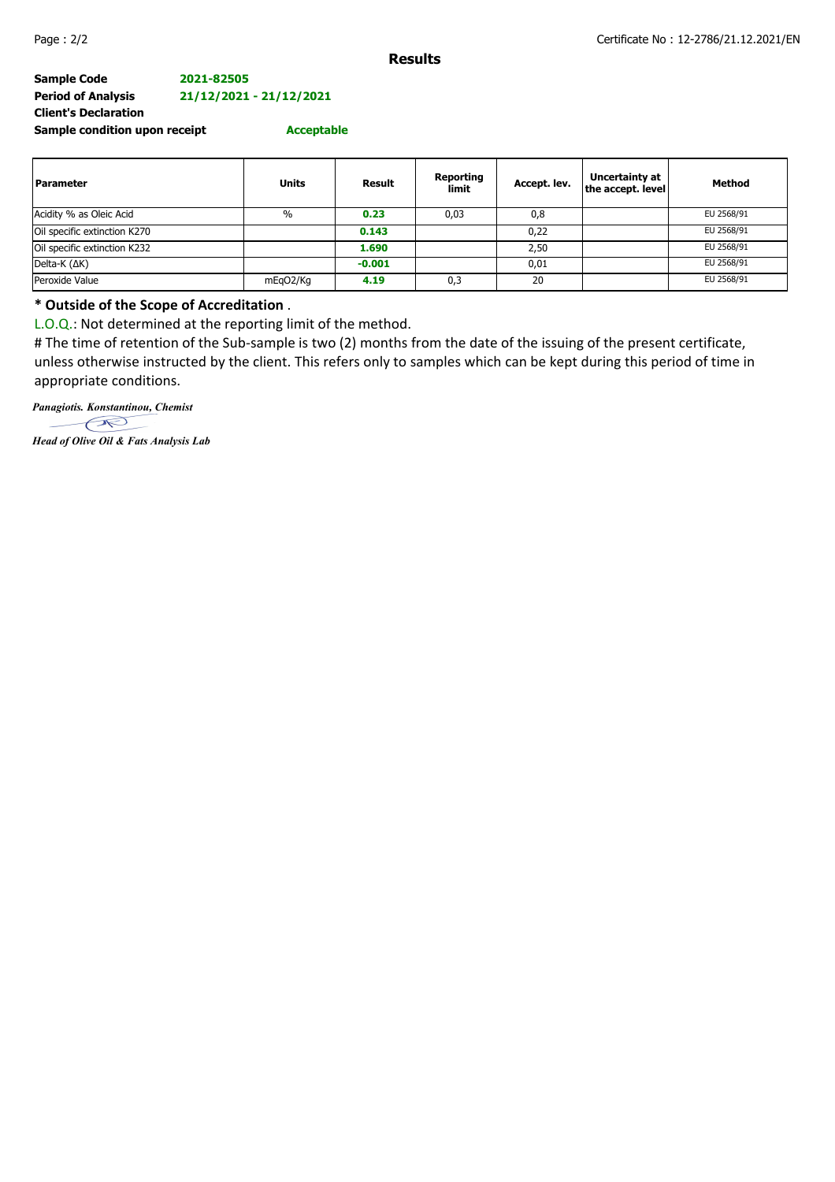## Results

**Sample Code** 2021-82505
**Period of Analysis** 21/12/2021 - 21/12/2021
**Client's Declaration**
**Sample condition upon receipt** Acceptable

| Parameter | Units | Result | Reporting limit | Accept. lev. | Uncertainty at the accept. level | Method |
|---|---|---|---|---|---|---|
| Acidity % as Oleic Acid | % | **0.23** | 0,03 | 0,8 | | EU 2568/91 |
| Oil specific extinction K270 | | **0.143** | | 0,22 | | EU 2568/91 |
| Oil specific extinction K232 | | **1.690** | | 2,50 | | EU 2568/91 |
| Delta-K (ΔK) | | **-0.001** | | 0,01 | | EU 2568/91 |
| Peroxide Value | mEqO2/Kg | **4.19** | 0,3 | 20 | | EU 2568/91 |

**\* Outside of the Scope of Accreditation** .

L.O.Q.: Not determined at the reporting limit of the method.

# The time of retention of the Sub-sample is two (2) months from the date of the issuing of the present certificate, unless otherwise instructed by the client. This refers only to samples which can be kept during this period of time in appropriate conditions.

*Panagiotis. Konstantinou, Chemist*

*Head of Olive Oil & Fats Analysis Lab*